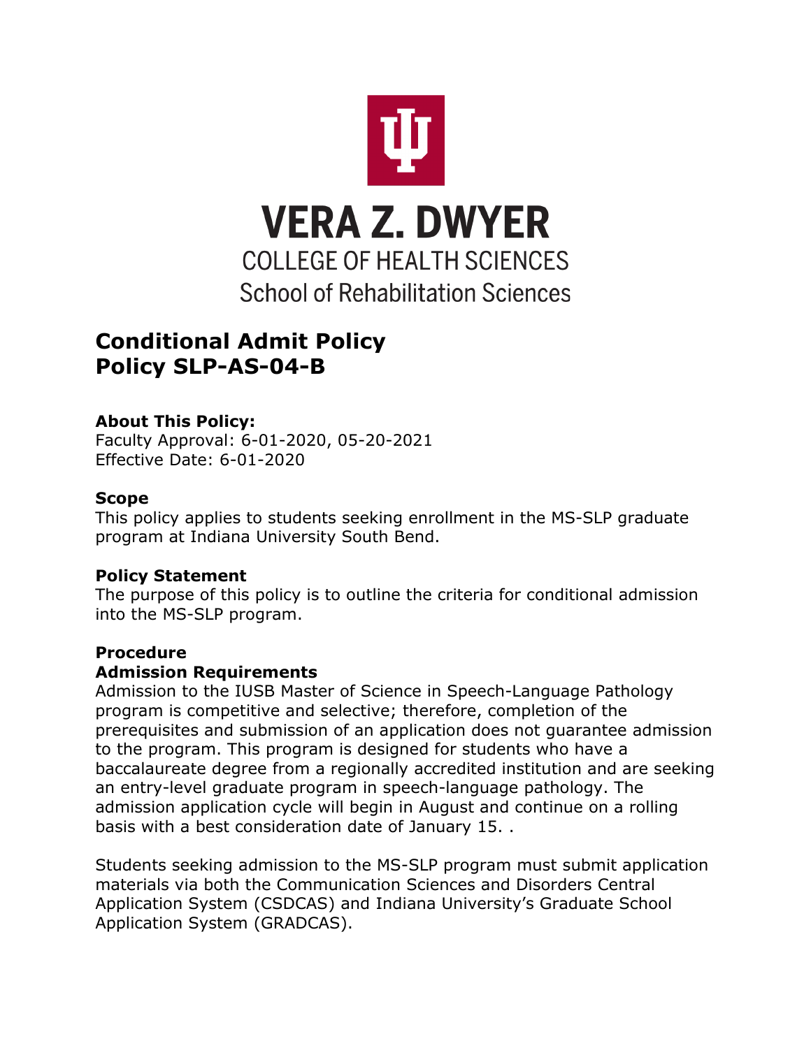VERA Z. DWYER
COLLEGE OF HEALTH SCIENCES
School of Rehabilitation Sciences

# Conditional Admit Policy
# Policy SLP-AS-04-B

**About This Policy:**
Faculty Approval: 6-01-2020, 05-20-2021
Effective Date: 6-01-2020

**Scope**
This policy applies to students seeking enrollment in the MS-SLP graduate program at Indiana University South Bend.

**Policy Statement**
The purpose of this policy is to outline the criteria for conditional admission into the MS-SLP program.

**Procedure**
**Admission Requirements**
Admission to the IUSB Master of Science in Speech-Language Pathology program is competitive and selective; therefore, completion of the prerequisites and submission of an application does not guarantee admission to the program. This program is designed for students who have a baccalaureate degree from a regionally accredited institution and are seeking an entry-level graduate program in speech-language pathology. The admission application cycle will begin in August and continue on a rolling basis with a best consideration date of January 15. .

Students seeking admission to the MS-SLP program must submit application materials via both the Communication Sciences and Disorders Central Application System (CSDCAS) and Indiana University's Graduate School Application System (GRADCAS).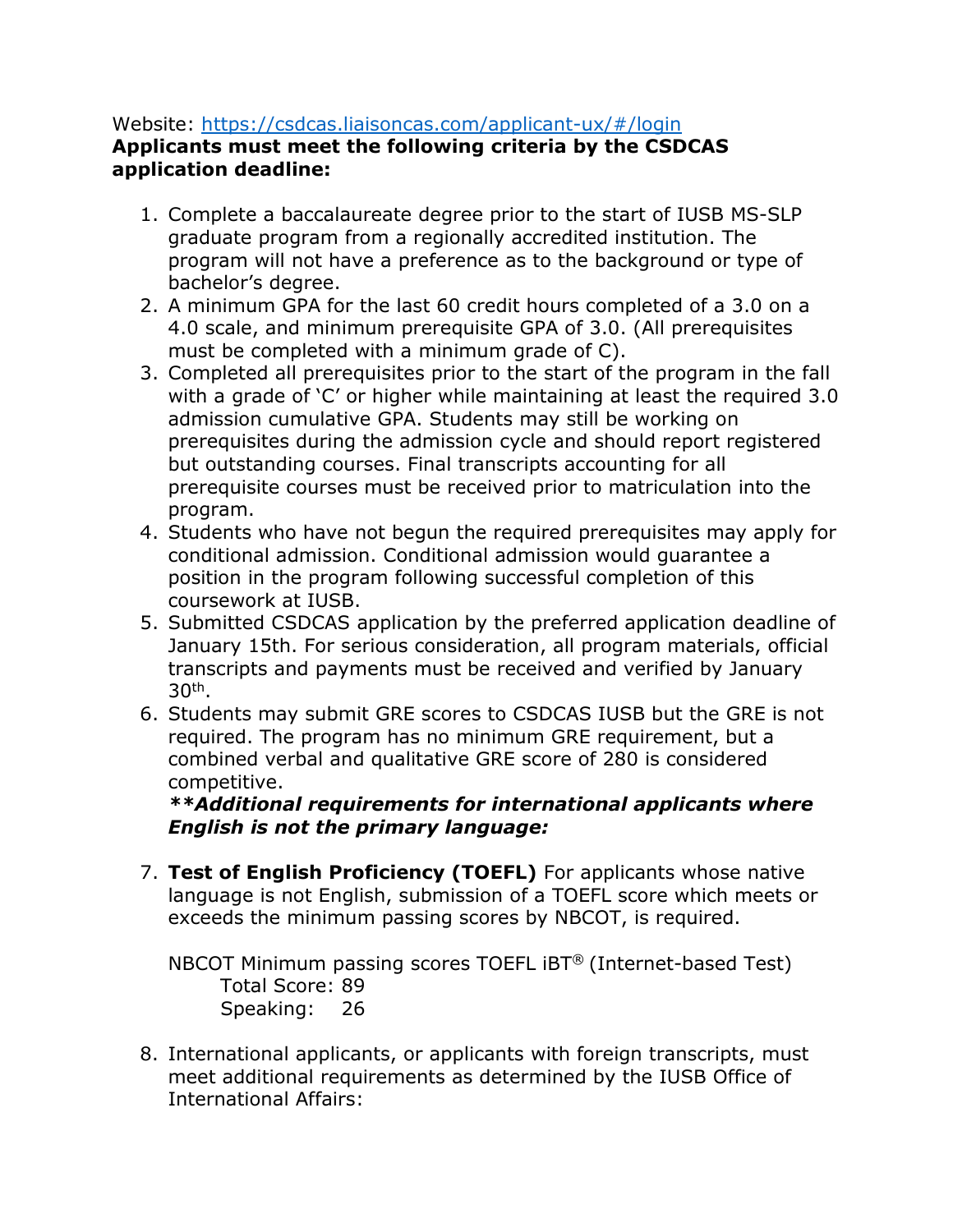Website: [https://csdcas.liaisoncas.com/applicant-ux/#/login](https://csdcas.liaisoncas.com/applicant-ux/#/login)

**Applicants must meet the following criteria by the CSDCAS application deadline:**

1. Complete a baccalaureate degree prior to the start of IUSB MS-SLP graduate program from a regionally accredited institution. The program will not have a preference as to the background or type of bachelor's degree.
2. A minimum GPA for the last 60 credit hours completed of a 3.0 on a 4.0 scale, and minimum prerequisite GPA of 3.0. (All prerequisites must be completed with a minimum grade of C).
3. Completed all prerequisites prior to the start of the program in the fall with a grade of 'C' or higher while maintaining at least the required 3.0 admission cumulative GPA. Students may still be working on prerequisites during the admission cycle and should report registered but outstanding courses. Final transcripts accounting for all prerequisite courses must be received prior to matriculation into the program.
4. Students who have not begun the required prerequisites may apply for conditional admission. Conditional admission would guarantee a position in the program following successful completion of this coursework at IUSB.
5. Submitted CSDCAS application by the preferred application deadline of January 15th. For serious consideration, all program materials, official transcripts and payments must be received and verified by January 30th.
6. Students may submit GRE scores to CSDCAS IUSB but the GRE is not required. The program has no minimum GRE requirement, but a combined verbal and qualitative GRE score of 280 is considered competitive.

   ***\*\*Additional requirements for international applicants where English is not the primary language:***

7. **Test of English Proficiency (TOEFL)** For applicants whose native language is not English, submission of a TOEFL score which meets or exceeds the minimum passing scores by NBCOT, is required.

   NBCOT Minimum passing scores TOEFL iBT® (Internet-based Test)
   - Total Score: 89
   - Speaking: 26

8. International applicants, or applicants with foreign transcripts, must meet additional requirements as determined by the IUSB Office of International Affairs: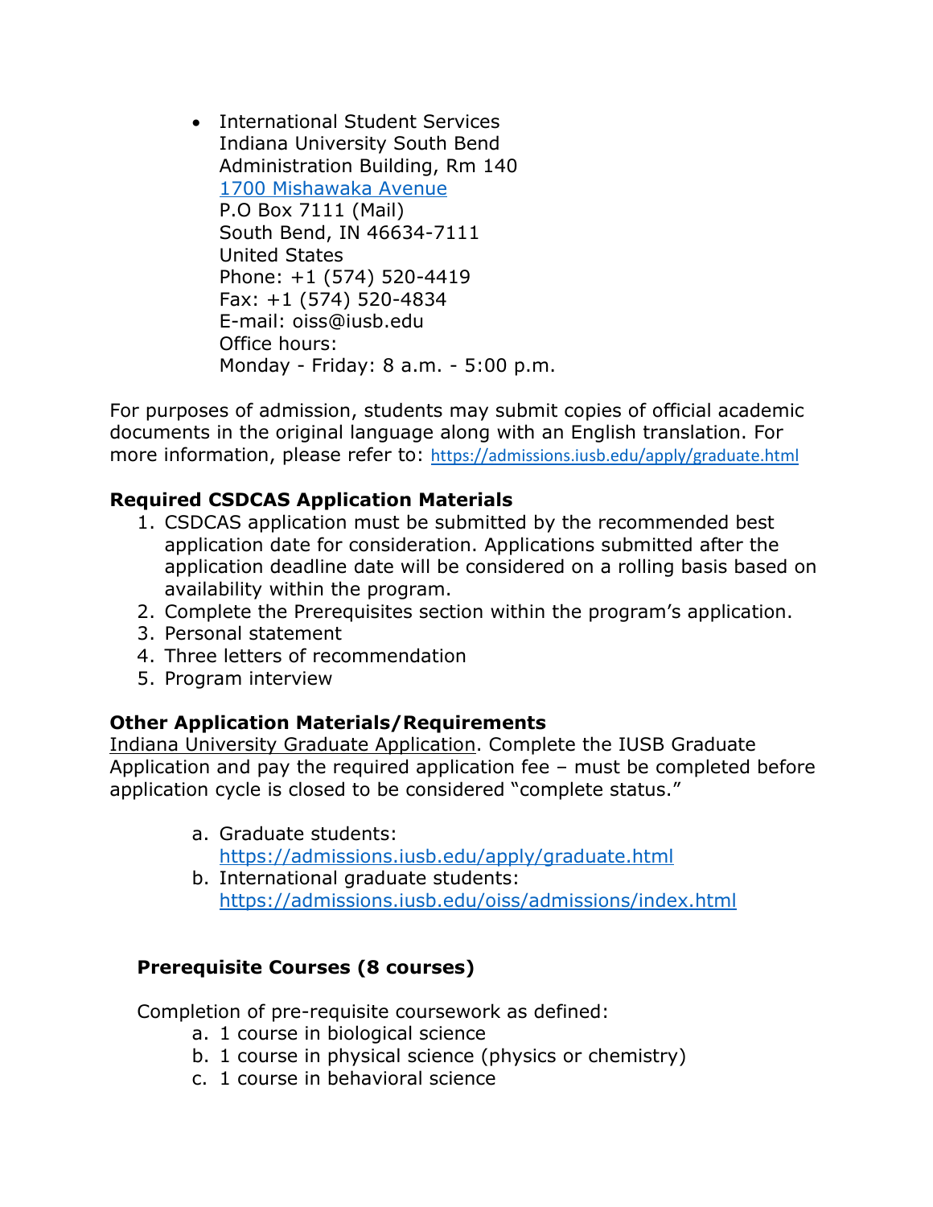- International Student Services
  Indiana University South Bend
  Administration Building, Rm 140
  1700 Mishawaka Avenue
  P.O Box 7111 (Mail)
  South Bend, IN 46634-7111
  United States
  Phone: +1 (574) 520-4419
  Fax: +1 (574) 520-4834
  E-mail: oiss@iusb.edu
  Office hours:
  Monday - Friday: 8 a.m. - 5:00 p.m.

For purposes of admission, students may submit copies of official academic documents in the original language along with an English translation. For more information, please refer to: https://admissions.iusb.edu/apply/graduate.html

**Required CSDCAS Application Materials**

1. CSDCAS application must be submitted by the recommended best application date for consideration. Applications submitted after the application deadline date will be considered on a rolling basis based on availability within the program.
2. Complete the Prerequisites section within the program's application.
3. Personal statement
4. Three letters of recommendation
5. Program interview

**Other Application Materials/Requirements**

Indiana University Graduate Application. Complete the IUSB Graduate Application and pay the required application fee – must be completed before application cycle is closed to be considered "complete status."

a. Graduate students: https://admissions.iusb.edu/apply/graduate.html
b. International graduate students: https://admissions.iusb.edu/oiss/admissions/index.html

**Prerequisite Courses (8 courses)**

Completion of pre-requisite coursework as defined:

a. 1 course in biological science
b. 1 course in physical science (physics or chemistry)
c. 1 course in behavioral science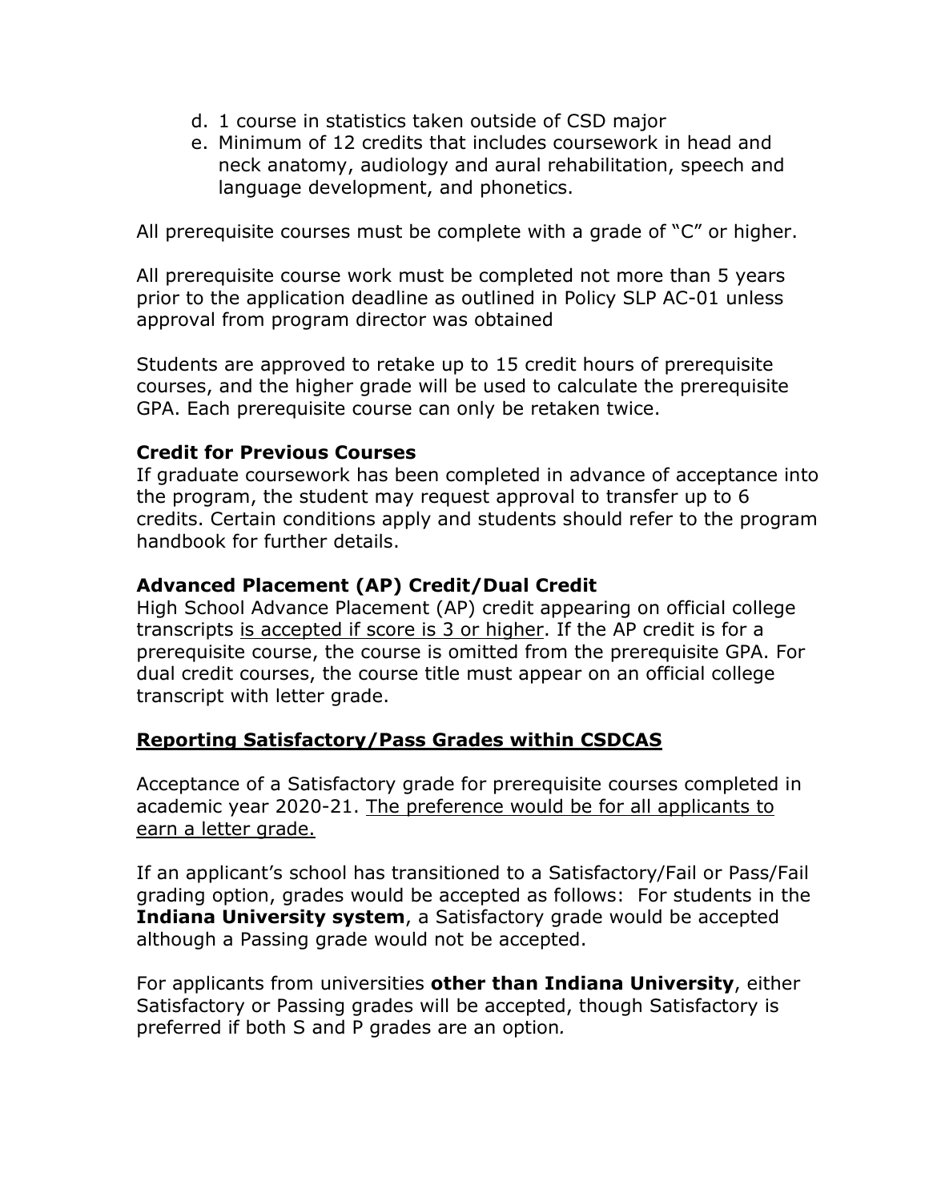d. 1 course in statistics taken outside of CSD major
e. Minimum of 12 credits that includes coursework in head and neck anatomy, audiology and aural rehabilitation, speech and language development, and phonetics.

All prerequisite courses must be complete with a grade of "C" or higher.

All prerequisite course work must be completed not more than 5 years prior to the application deadline as outlined in Policy SLP AC-01 unless approval from program director was obtained

Students are approved to retake up to 15 credit hours of prerequisite courses, and the higher grade will be used to calculate the prerequisite GPA. Each prerequisite course can only be retaken twice.

**Credit for Previous Courses**
If graduate coursework has been completed in advance of acceptance into the program, the student may request approval to transfer up to 6 credits. Certain conditions apply and students should refer to the program handbook for further details.

**Advanced Placement (AP) Credit/Dual Credit**
High School Advance Placement (AP) credit appearing on official college transcripts <u>is accepted if score is 3 or higher</u>. If the AP credit is for a prerequisite course, the course is omitted from the prerequisite GPA. For dual credit courses, the course title must appear on an official college transcript with letter grade.

**<u>Reporting Satisfactory/Pass Grades within CSDCAS</u>**

Acceptance of a Satisfactory grade for prerequisite courses completed in academic year 2020-21. <u>The preference would be for all applicants to earn a letter grade.</u>

If an applicant's school has transitioned to a Satisfactory/Fail or Pass/Fail grading option, grades would be accepted as follows: For students in the **Indiana University system**, a Satisfactory grade would be accepted although a Passing grade would not be accepted.

For applicants from universities **other than Indiana University**, either Satisfactory or Passing grades will be accepted, though Satisfactory is preferred if both S and P grades are an option.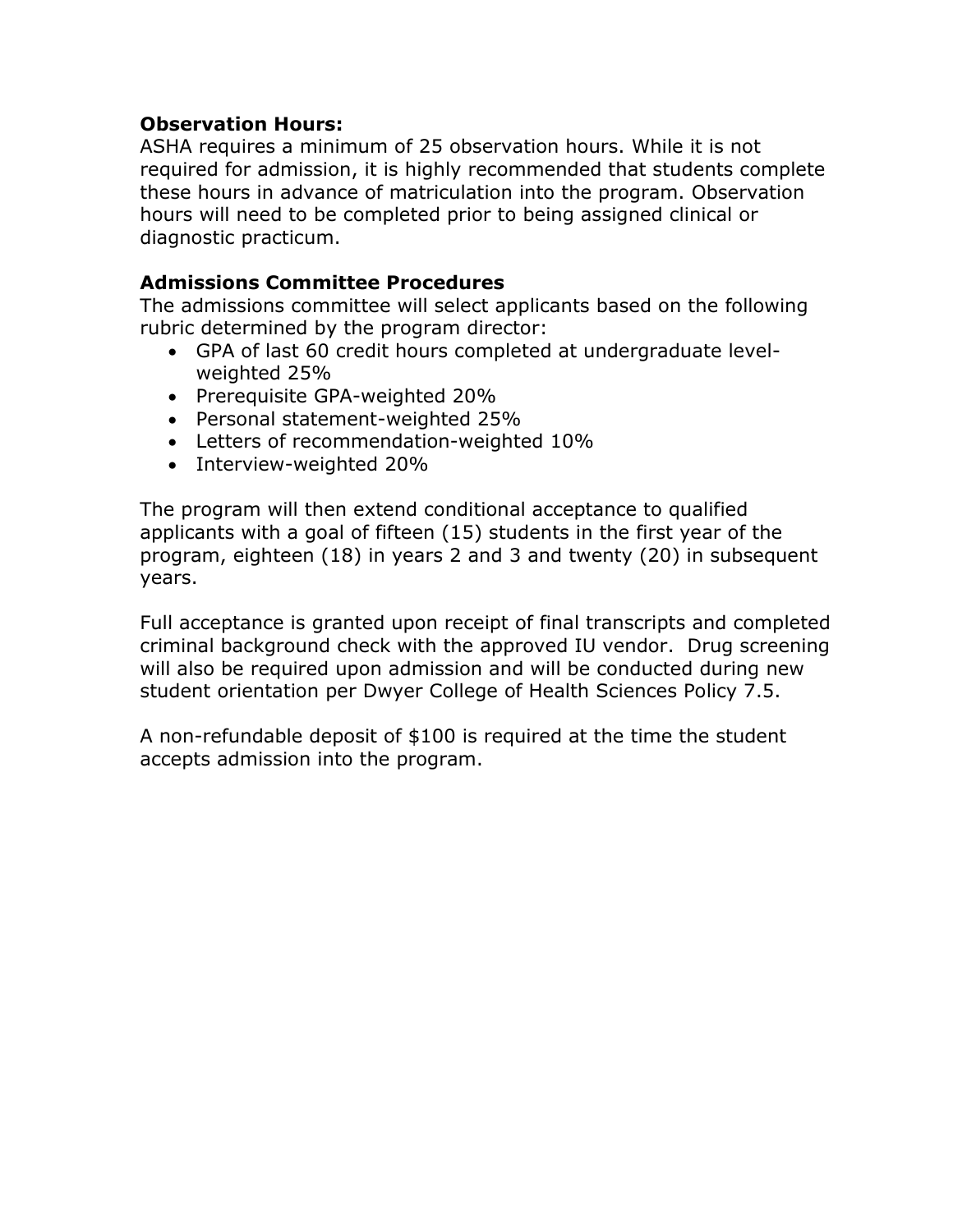**Observation Hours:**
ASHA requires a minimum of 25 observation hours. While it is not required for admission, it is highly recommended that students complete these hours in advance of matriculation into the program. Observation hours will need to be completed prior to being assigned clinical or diagnostic practicum.

**Admissions Committee Procedures**
The admissions committee will select applicants based on the following rubric determined by the program director:

- GPA of last 60 credit hours completed at undergraduate level-weighted 25%
- Prerequisite GPA-weighted 20%
- Personal statement-weighted 25%
- Letters of recommendation-weighted 10%
- Interview-weighted 20%

The program will then extend conditional acceptance to qualified applicants with a goal of fifteen (15) students in the first year of the program, eighteen (18) in years 2 and 3 and twenty (20) in subsequent years.

Full acceptance is granted upon receipt of final transcripts and completed criminal background check with the approved IU vendor. Drug screening will also be required upon admission and will be conducted during new student orientation per Dwyer College of Health Sciences Policy 7.5.

A non-refundable deposit of $100 is required at the time the student accepts admission into the program.